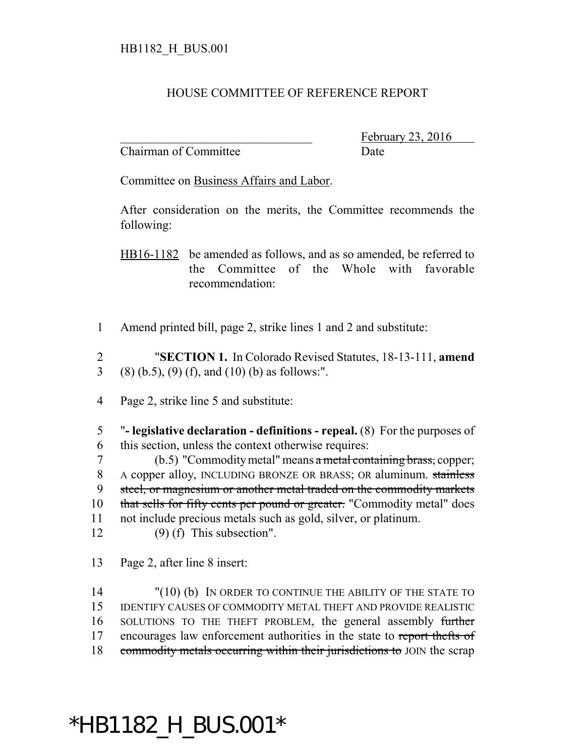HB1182_H_BUS.001

HOUSE COMMITTEE OF REFERENCE REPORT

________________________________ February 23, 2016
Chairman of Committee Date

Committee on Business Affairs and Labor.

After consideration on the merits, the Committee recommends the following:

HB16-1182 be amended as follows, and as so amended, be referred to the Committee of the Whole with favorable recommendation:

1 Amend printed bill, page 2, strike lines 1 and 2 and substitute:

2 "**SECTION 1.** In Colorado Revised Statutes, 18-13-111, **amend**
3 (8) (b.5), (9) (f), and (10) (b) as follows:".

4 Page 2, strike line 5 and substitute:

5 "**- legislative declaration - definitions - repeal.** (8) For the purposes of
6 this section, unless the context otherwise requires:
7 (b.5) "Commodity metal" means ~~a metal containing brass,~~ copper;
8 A copper alloy, INCLUDING BRONZE OR BRASS; OR aluminum. ~~stainless~~
9 ~~steel, or magnesium or another metal traded on the commodity markets~~
10 ~~that sells for fifty cents per pound or greater.~~ "Commodity metal" does
11 not include precious metals such as gold, silver, or platinum.
12 (9) (f) This subsection".

13 Page 2, after line 8 insert:

14 "(10) (b) IN ORDER TO CONTINUE THE ABILITY OF THE STATE TO
15 IDENTIFY CAUSES OF COMMODITY METAL THEFT AND PROVIDE REALISTIC
16 SOLUTIONS TO THE THEFT PROBLEM, the general assembly ~~further~~
17 encourages law enforcement authorities in the state to ~~report thefts of~~
18 ~~commodity metals occurring within their jurisdictions to~~ JOIN the scrap

*HB1182_H_BUS.001*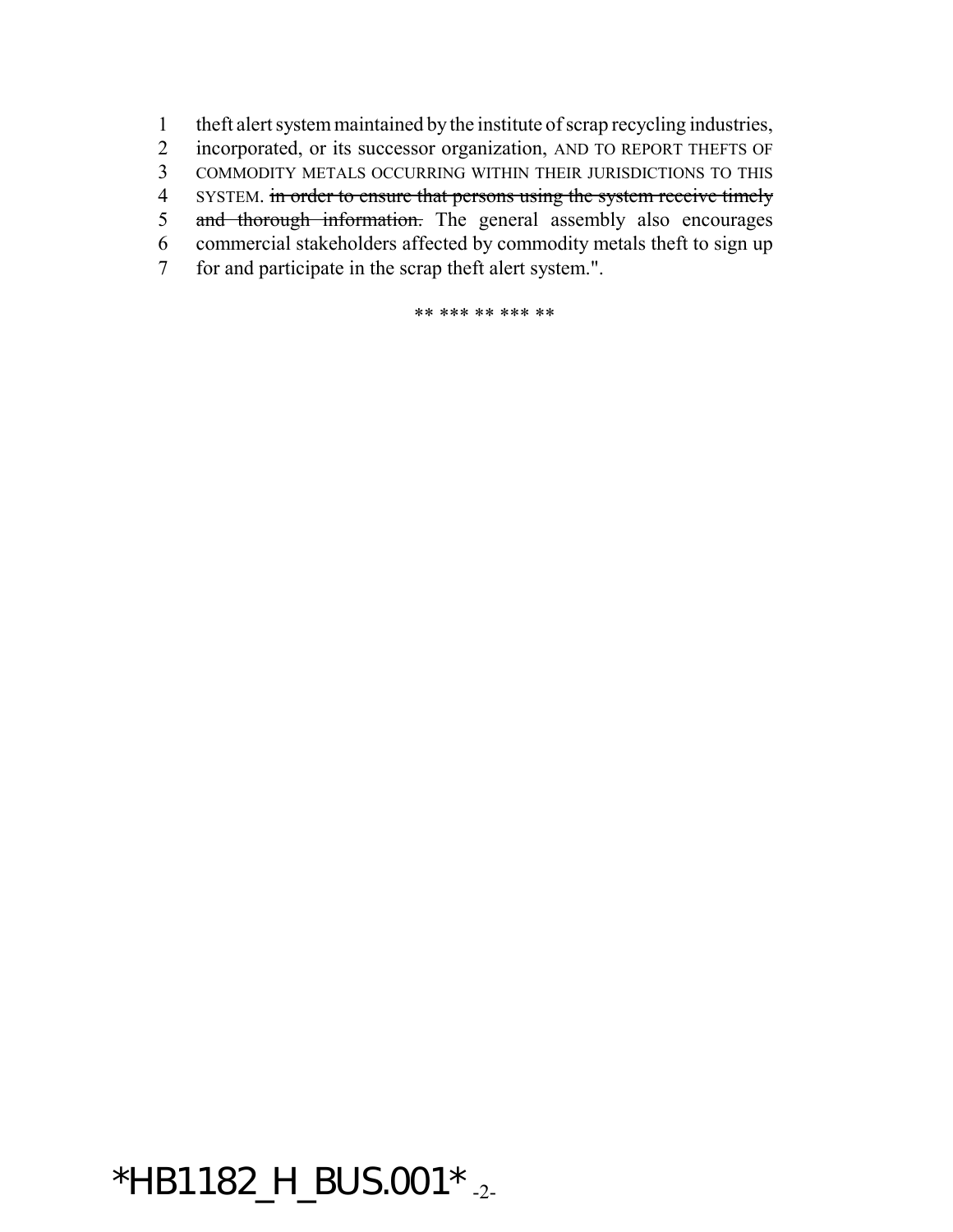theft alert system maintained by the institute of scrap recycling industries, incorporated, or its successor organization, AND TO REPORT THEFTS OF COMMODITY METALS OCCURRING WITHIN THEIR JURISDICTIONS TO THIS SYSTEM. ~~in order to ensure that persons using the system receive timely and thorough information.~~ The general assembly also encourages commercial stakeholders affected by commodity metals theft to sign up for and participate in the scrap theft alert system.".

** *** ** *** **

*HB1182_H_BUS.001*